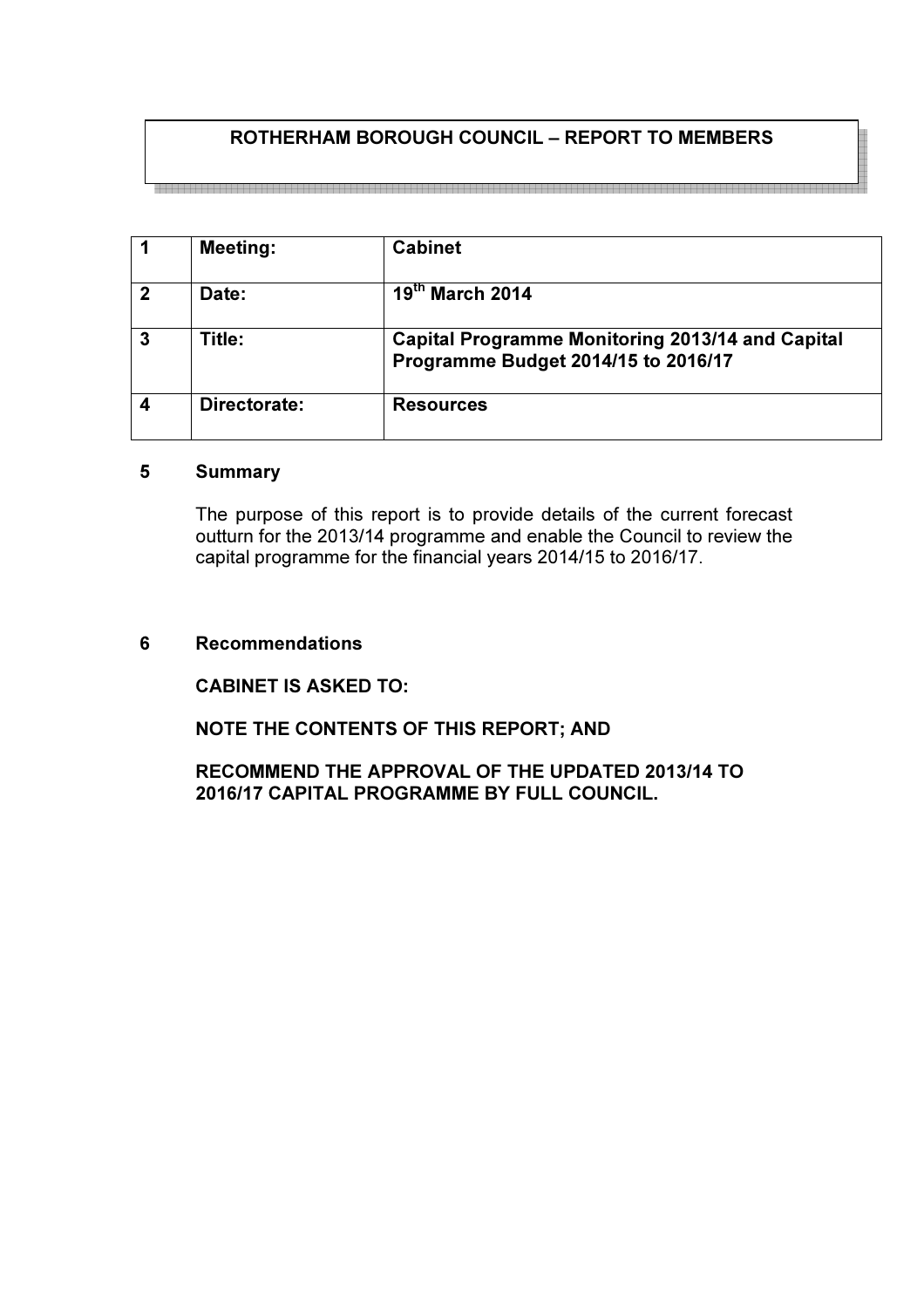# ROTHERHAM BOROUGH COUNCIL – REPORT TO MEMBERS

| 1 | Meeting: | Cabinet |
|---|---|---|
| 2 | Date: | 19th March 2014 |
| 3 | Title: | Capital Programme Monitoring 2013/14 and Capital Programme Budget 2014/15 to 2016/17 |
| 4 | Directorate: | Resources |

## 5 Summary

The purpose of this report is to provide details of the current forecast outturn for the 2013/14 programme and enable the Council to review the capital programme for the financial years 2014/15 to 2016/17.

## 6 Recommendations

**CABINET IS ASKED TO:**

**NOTE THE CONTENTS OF THIS REPORT; AND**

**RECOMMEND THE APPROVAL OF THE UPDATED 2013/14 TO 2016/17 CAPITAL PROGRAMME BY FULL COUNCIL.**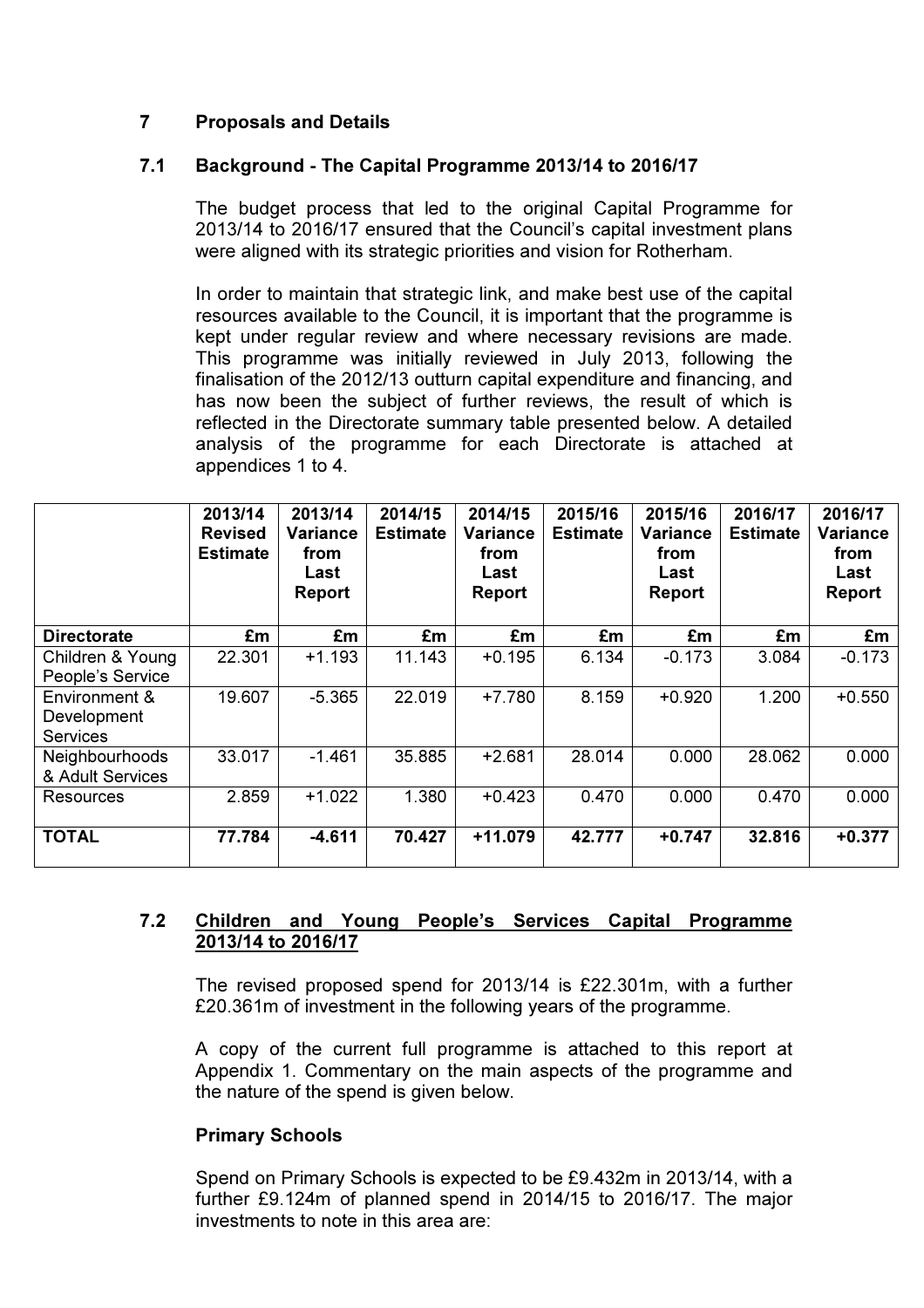## 7 Proposals and Details

### 7.1 Background - The Capital Programme 2013/14 to 2016/17

The budget process that led to the original Capital Programme for 2013/14 to 2016/17 ensured that the Council's capital investment plans were aligned with its strategic priorities and vision for Rotherham.

In order to maintain that strategic link, and make best use of the capital resources available to the Council, it is important that the programme is kept under regular review and where necessary revisions are made. This programme was initially reviewed in July 2013, following the finalisation of the 2012/13 outturn capital expenditure and financing, and has now been the subject of further reviews, the result of which is reflected in the Directorate summary table presented below. A detailed analysis of the programme for each Directorate is attached at appendices 1 to 4.

| | 2013/14 Revised Estimate | 2013/14 Variance from Last Report | 2014/15 Estimate | 2014/15 Variance from Last Report | 2015/16 Estimate | 2015/16 Variance from Last Report | 2016/17 Estimate | 2016/17 Variance from Last Report |
|---|---|---|---|---|---|---|---|---|
| **Directorate** | **£m** | **£m** | **£m** | **£m** | **£m** | **£m** | **£m** | **£m** |
| Children & Young People's Service | 22.301 | +1.193 | 11.143 | +0.195 | 6.134 | -0.173 | 3.084 | -0.173 |
| Environment & Development Services | 19.607 | -5.365 | 22.019 | +7.780 | 8.159 | +0.920 | 1.200 | +0.550 |
| Neighbourhoods & Adult Services | 33.017 | -1.461 | 35.885 | +2.681 | 28.014 | 0.000 | 28.062 | 0.000 |
| Resources | 2.859 | +1.022 | 1.380 | +0.423 | 0.470 | 0.000 | 0.470 | 0.000 |
| **TOTAL** | **77.784** | **-4.611** | **70.427** | **+11.079** | **42.777** | **+0.747** | **32.816** | **+0.377** |

### 7.2 Children and Young People's Services Capital Programme 2013/14 to 2016/17

The revised proposed spend for 2013/14 is £22.301m, with a further £20.361m of investment in the following years of the programme.

A copy of the current full programme is attached to this report at Appendix 1. Commentary on the main aspects of the programme and the nature of the spend is given below.

**Primary Schools**

Spend on Primary Schools is expected to be £9.432m in 2013/14, with a further £9.124m of planned spend in 2014/15 to 2016/17. The major investments to note in this area are: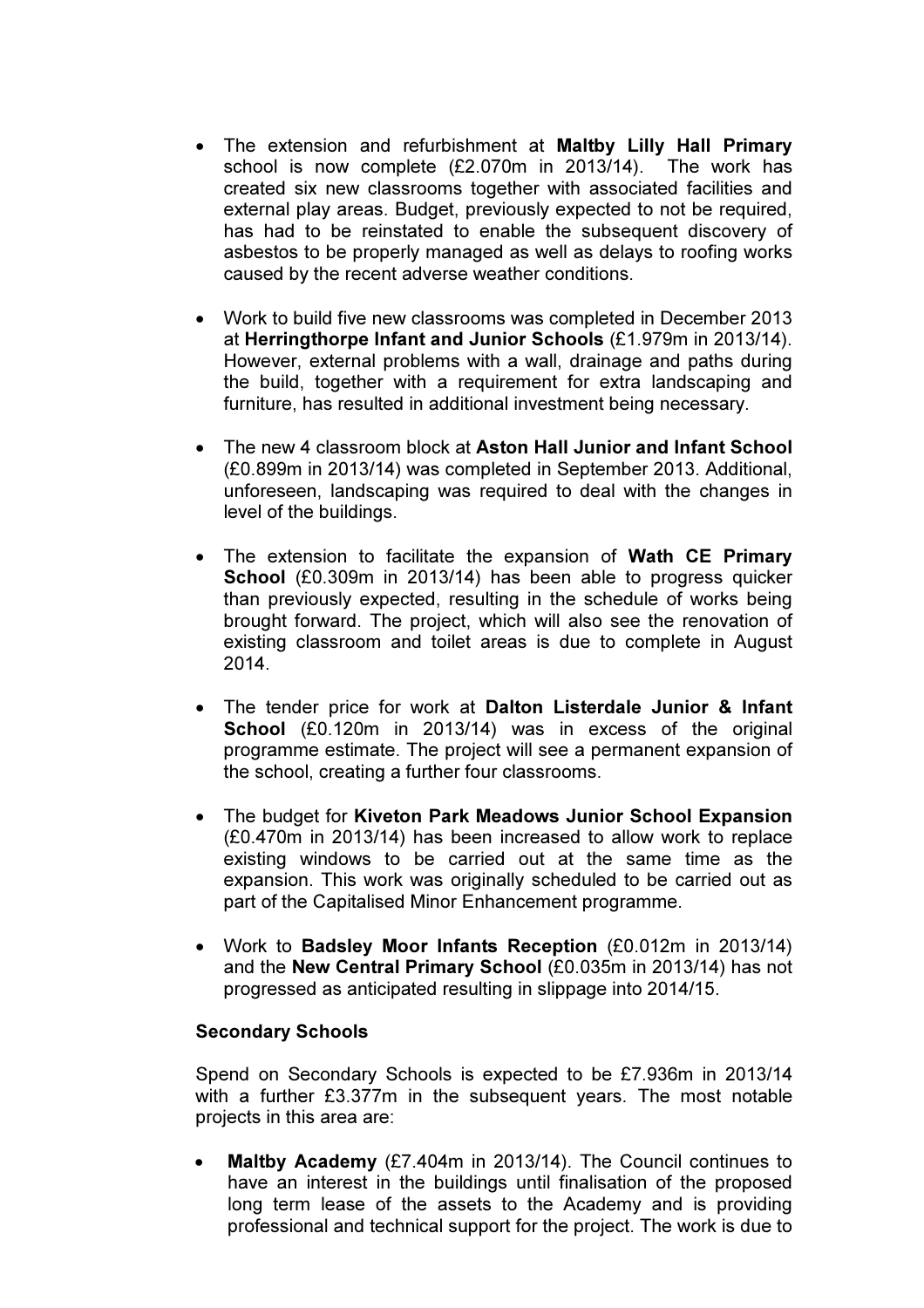- The extension and refurbishment at **Maltby Lilly Hall Primary** school is now complete (£2.070m in 2013/14). The work has created six new classrooms together with associated facilities and external play areas. Budget, previously expected to not be required, has had to be reinstated to enable the subsequent discovery of asbestos to be properly managed as well as delays to roofing works caused by the recent adverse weather conditions.

- Work to build five new classrooms was completed in December 2013 at **Herringthorpe Infant and Junior Schools** (£1.979m in 2013/14). However, external problems with a wall, drainage and paths during the build, together with a requirement for extra landscaping and furniture, has resulted in additional investment being necessary.

- The new 4 classroom block at **Aston Hall Junior and Infant School** (£0.899m in 2013/14) was completed in September 2013. Additional, unforeseen, landscaping was required to deal with the changes in level of the buildings.

- The extension to facilitate the expansion of **Wath CE Primary School** (£0.309m in 2013/14) has been able to progress quicker than previously expected, resulting in the schedule of works being brought forward. The project, which will also see the renovation of existing classroom and toilet areas is due to complete in August 2014.

- The tender price for work at **Dalton Listerdale Junior & Infant School** (£0.120m in 2013/14) was in excess of the original programme estimate. The project will see a permanent expansion of the school, creating a further four classrooms.

- The budget for **Kiveton Park Meadows Junior School Expansion** (£0.470m in 2013/14) has been increased to allow work to replace existing windows to be carried out at the same time as the expansion. This work was originally scheduled to be carried out as part of the Capitalised Minor Enhancement programme.

- Work to **Badsley Moor Infants Reception** (£0.012m in 2013/14) and the **New Central Primary School** (£0.035m in 2013/14) has not progressed as anticipated resulting in slippage into 2014/15.

**Secondary Schools**

Spend on Secondary Schools is expected to be £7.936m in 2013/14 with a further £3.377m in the subsequent years. The most notable projects in this area are:

- **Maltby Academy** (£7.404m in 2013/14). The Council continues to have an interest in the buildings until finalisation of the proposed long term lease of the assets to the Academy and is providing professional and technical support for the project. The work is due to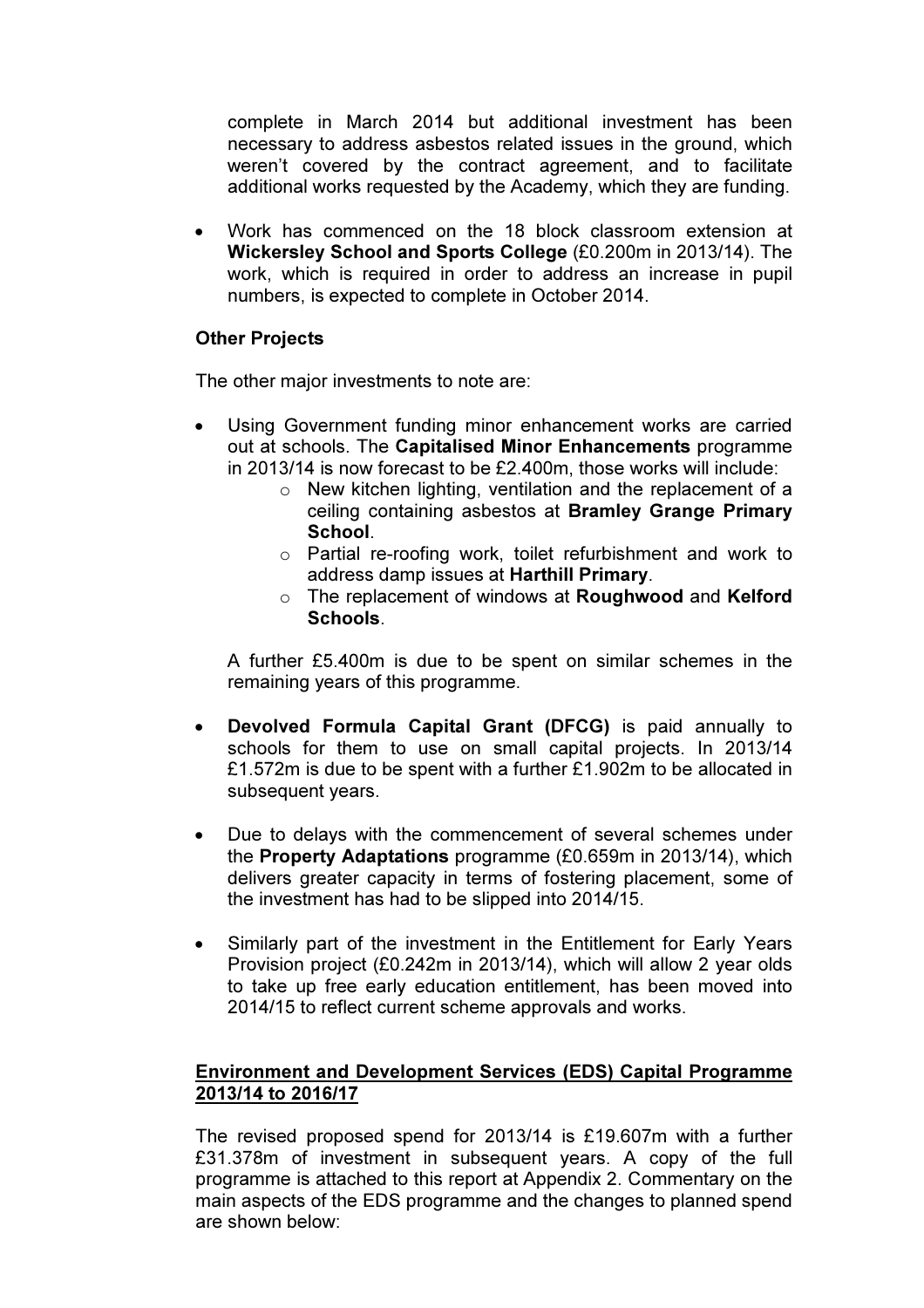complete in March 2014 but additional investment has been necessary to address asbestos related issues in the ground, which weren't covered by the contract agreement, and to facilitate additional works requested by the Academy, which they are funding.

- Work has commenced on the 18 block classroom extension at **Wickersley School and Sports College** (£0.200m in 2013/14). The work, which is required in order to address an increase in pupil numbers, is expected to complete in October 2014.

**Other Projects**

The other major investments to note are:

- Using Government funding minor enhancement works are carried out at schools. The **Capitalised Minor Enhancements** programme in 2013/14 is now forecast to be £2.400m, those works will include:
  - New kitchen lighting, ventilation and the replacement of a ceiling containing asbestos at **Bramley Grange Primary School**.
  - Partial re-roofing work, toilet refurbishment and work to address damp issues at **Harthill Primary**.
  - The replacement of windows at **Roughwood** and **Kelford Schools**.

  A further £5.400m is due to be spent on similar schemes in the remaining years of this programme.

- **Devolved Formula Capital Grant (DFCG)** is paid annually to schools for them to use on small capital projects. In 2013/14 £1.572m is due to be spent with a further £1.902m to be allocated in subsequent years.

- Due to delays with the commencement of several schemes under the **Property Adaptations** programme (£0.659m in 2013/14), which delivers greater capacity in terms of fostering placement, some of the investment has had to be slipped into 2014/15.

- Similarly part of the investment in the Entitlement for Early Years Provision project (£0.242m in 2013/14), which will allow 2 year olds to take up free early education entitlement, has been moved into 2014/15 to reflect current scheme approvals and works.

**Environment and Development Services (EDS) Capital Programme 2013/14 to 2016/17**

The revised proposed spend for 2013/14 is £19.607m with a further £31.378m of investment in subsequent years. A copy of the full programme is attached to this report at Appendix 2. Commentary on the main aspects of the EDS programme and the changes to planned spend are shown below: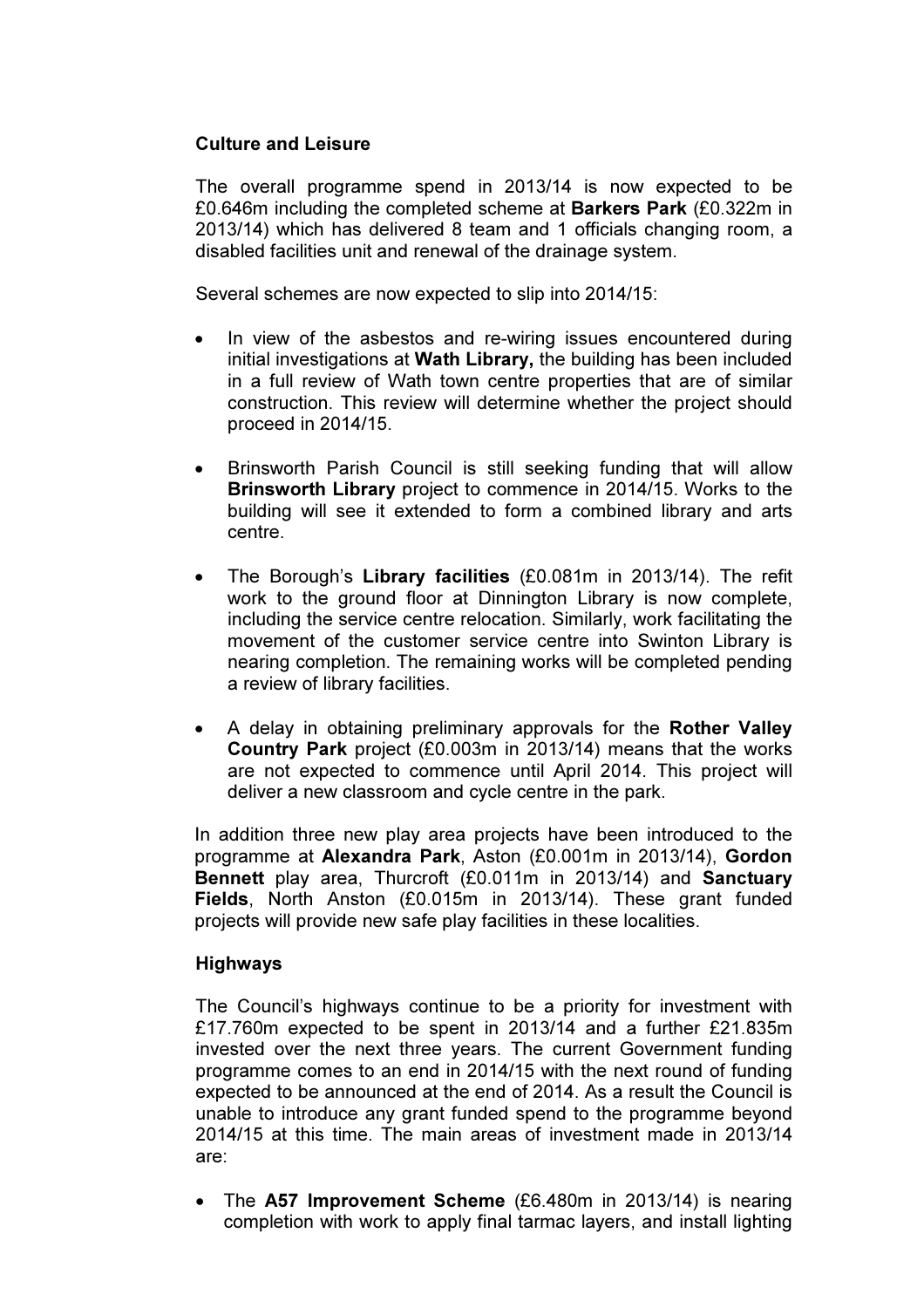**Culture and Leisure**

The overall programme spend in 2013/14 is now expected to be £0.646m including the completed scheme at **Barkers Park** (£0.322m in 2013/14) which has delivered 8 team and 1 officials changing room, a disabled facilities unit and renewal of the drainage system.

Several schemes are now expected to slip into 2014/15:

- In view of the asbestos and re-wiring issues encountered during initial investigations at **Wath Library,** the building has been included in a full review of Wath town centre properties that are of similar construction. This review will determine whether the project should proceed in 2014/15.

- Brinsworth Parish Council is still seeking funding that will allow **Brinsworth Library** project to commence in 2014/15. Works to the building will see it extended to form a combined library and arts centre.

- The Borough's **Library facilities** (£0.081m in 2013/14). The refit work to the ground floor at Dinnington Library is now complete, including the service centre relocation. Similarly, work facilitating the movement of the customer service centre into Swinton Library is nearing completion. The remaining works will be completed pending a review of library facilities.

- A delay in obtaining preliminary approvals for the **Rother Valley Country Park** project (£0.003m in 2013/14) means that the works are not expected to commence until April 2014. This project will deliver a new classroom and cycle centre in the park.

In addition three new play area projects have been introduced to the programme at **Alexandra Park**, Aston (£0.001m in 2013/14), **Gordon Bennett** play area, Thurcroft (£0.011m in 2013/14) and **Sanctuary Fields**, North Anston (£0.015m in 2013/14). These grant funded projects will provide new safe play facilities in these localities.

**Highways**

The Council's highways continue to be a priority for investment with £17.760m expected to be spent in 2013/14 and a further £21.835m invested over the next three years. The current Government funding programme comes to an end in 2014/15 with the next round of funding expected to be announced at the end of 2014. As a result the Council is unable to introduce any grant funded spend to the programme beyond 2014/15 at this time. The main areas of investment made in 2013/14 are:

- The **A57 Improvement Scheme** (£6.480m in 2013/14) is nearing completion with work to apply final tarmac layers, and install lighting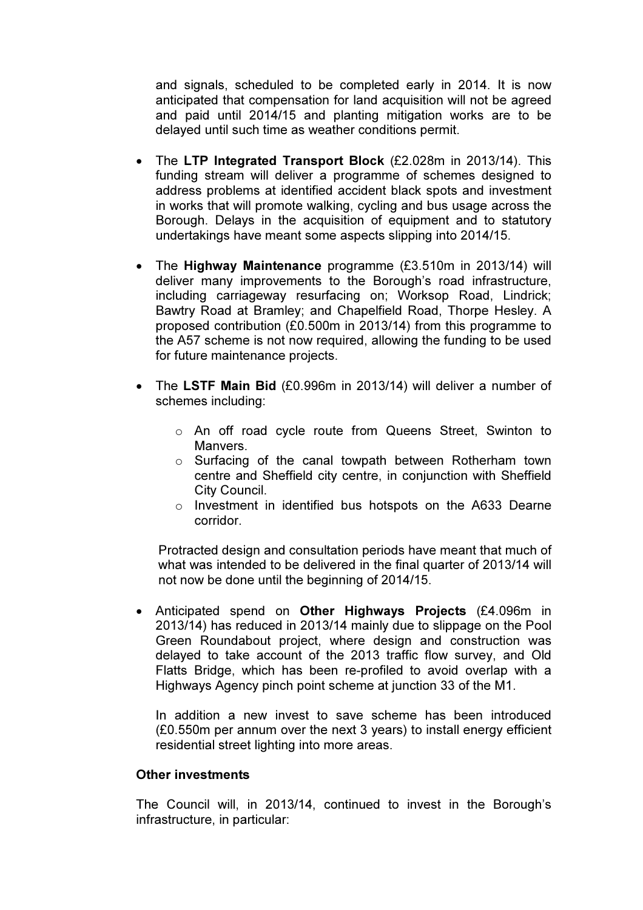and signals, scheduled to be completed early in 2014. It is now anticipated that compensation for land acquisition will not be agreed and paid until 2014/15 and planting mitigation works are to be delayed until such time as weather conditions permit.

- The **LTP Integrated Transport Block** (£2.028m in 2013/14). This funding stream will deliver a programme of schemes designed to address problems at identified accident black spots and investment in works that will promote walking, cycling and bus usage across the Borough. Delays in the acquisition of equipment and to statutory undertakings have meant some aspects slipping into 2014/15.

- The **Highway Maintenance** programme (£3.510m in 2013/14) will deliver many improvements to the Borough's road infrastructure, including carriageway resurfacing on; Worksop Road, Lindrick; Bawtry Road at Bramley; and Chapelfield Road, Thorpe Hesley. A proposed contribution (£0.500m in 2013/14) from this programme to the A57 scheme is not now required, allowing the funding to be used for future maintenance projects.

- The **LSTF Main Bid** (£0.996m in 2013/14) will deliver a number of schemes including:

    - An off road cycle route from Queens Street, Swinton to Manvers.
    - Surfacing of the canal towpath between Rotherham town centre and Sheffield city centre, in conjunction with Sheffield City Council.
    - Investment in identified bus hotspots on the A633 Dearne corridor.

  Protracted design and consultation periods have meant that much of what was intended to be delivered in the final quarter of 2013/14 will not now be done until the beginning of 2014/15.

- Anticipated spend on **Other Highways Projects** (£4.096m in 2013/14) has reduced in 2013/14 mainly due to slippage on the Pool Green Roundabout project, where design and construction was delayed to take account of the 2013 traffic flow survey, and Old Flatts Bridge, which has been re-profiled to avoid overlap with a Highways Agency pinch point scheme at junction 33 of the M1.

  In addition a new invest to save scheme has been introduced (£0.550m per annum over the next 3 years) to install energy efficient residential street lighting into more areas.

**Other investments**

The Council will, in 2013/14, continued to invest in the Borough's infrastructure, in particular: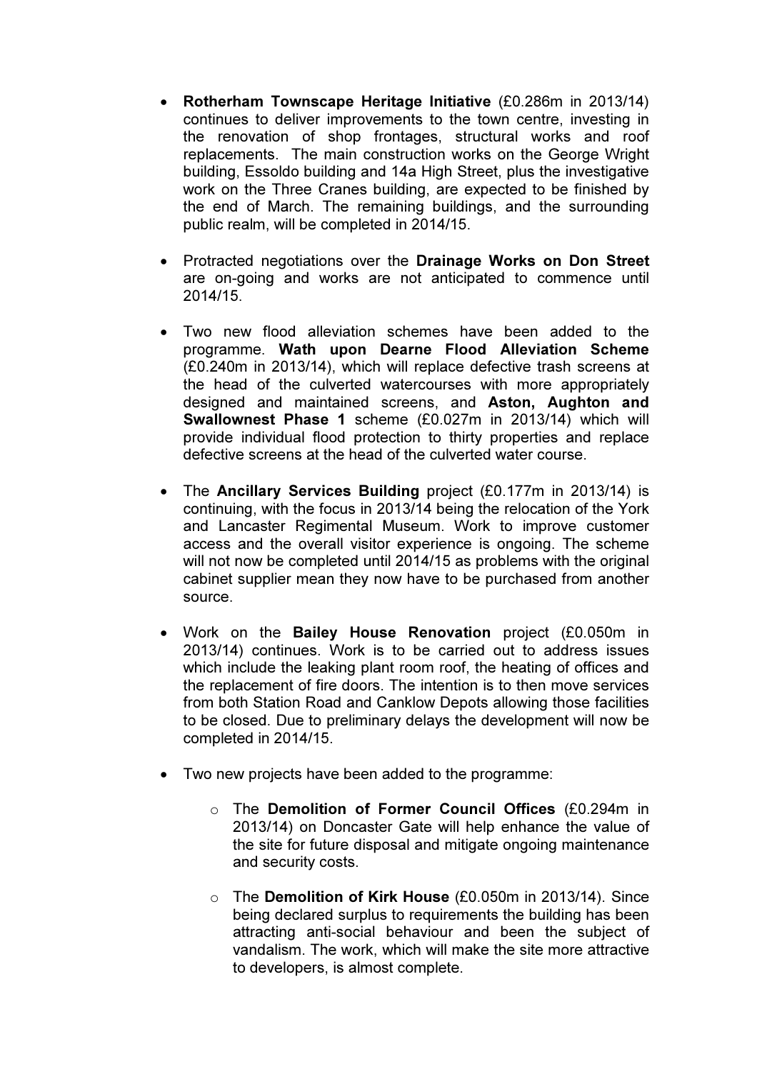- **Rotherham Townscape Heritage Initiative** (£0.286m in 2013/14) continues to deliver improvements to the town centre, investing in the renovation of shop frontages, structural works and roof replacements. The main construction works on the George Wright building, Essoldo building and 14a High Street, plus the investigative work on the Three Cranes building, are expected to be finished by the end of March. The remaining buildings, and the surrounding public realm, will be completed in 2014/15.

- Protracted negotiations over the **Drainage Works on Don Street** are on-going and works are not anticipated to commence until 2014/15.

- Two new flood alleviation schemes have been added to the programme. **Wath upon Dearne Flood Alleviation Scheme** (£0.240m in 2013/14), which will replace defective trash screens at the head of the culverted watercourses with more appropriately designed and maintained screens, and **Aston, Aughton and Swallownest Phase 1** scheme (£0.027m in 2013/14) which will provide individual flood protection to thirty properties and replace defective screens at the head of the culverted water course.

- The **Ancillary Services Building** project (£0.177m in 2013/14) is continuing, with the focus in 2013/14 being the relocation of the York and Lancaster Regimental Museum. Work to improve customer access and the overall visitor experience is ongoing. The scheme will not now be completed until 2014/15 as problems with the original cabinet supplier mean they now have to be purchased from another source.

- Work on the **Bailey House Renovation** project (£0.050m in 2013/14) continues. Work is to be carried out to address issues which include the leaking plant room roof, the heating of offices and the replacement of fire doors. The intention is to then move services from both Station Road and Canklow Depots allowing those facilities to be closed. Due to preliminary delays the development will now be completed in 2014/15.

- Two new projects have been added to the programme:

    - The **Demolition of Former Council Offices** (£0.294m in 2013/14) on Doncaster Gate will help enhance the value of the site for future disposal and mitigate ongoing maintenance and security costs.

    - The **Demolition of Kirk House** (£0.050m in 2013/14). Since being declared surplus to requirements the building has been attracting anti-social behaviour and been the subject of vandalism. The work, which will make the site more attractive to developers, is almost complete.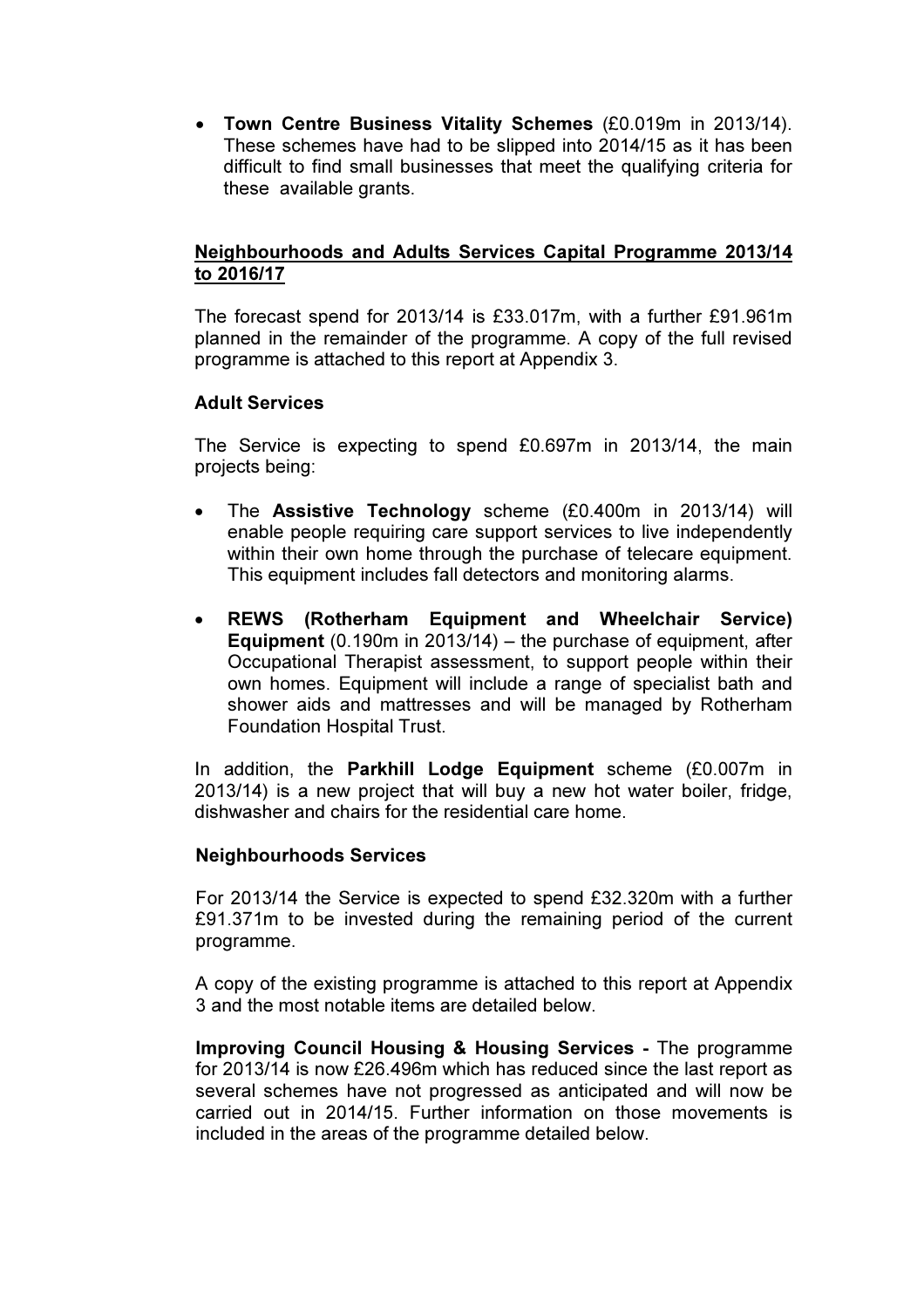- **Town Centre Business Vitality Schemes** (£0.019m in 2013/14). These schemes have had to be slipped into 2014/15 as it has been difficult to find small businesses that meet the qualifying criteria for these available grants.

## Neighbourhoods and Adults Services Capital Programme 2013/14 to 2016/17

The forecast spend for 2013/14 is £33.017m, with a further £91.961m planned in the remainder of the programme. A copy of the full revised programme is attached to this report at Appendix 3.

### Adult Services

The Service is expecting to spend £0.697m in 2013/14, the main projects being:

- The **Assistive Technology** scheme (£0.400m in 2013/14) will enable people requiring care support services to live independently within their own home through the purchase of telecare equipment. This equipment includes fall detectors and monitoring alarms.
- **REWS (Rotherham Equipment and Wheelchair Service) Equipment** (0.190m in 2013/14) – the purchase of equipment, after Occupational Therapist assessment, to support people within their own homes. Equipment will include a range of specialist bath and shower aids and mattresses and will be managed by Rotherham Foundation Hospital Trust.

In addition, the **Parkhill Lodge Equipment** scheme (£0.007m in 2013/14) is a new project that will buy a new hot water boiler, fridge, dishwasher and chairs for the residential care home.

### Neighbourhoods Services

For 2013/14 the Service is expected to spend £32.320m with a further £91.371m to be invested during the remaining period of the current programme.

A copy of the existing programme is attached to this report at Appendix 3 and the most notable items are detailed below.

**Improving Council Housing & Housing Services -** The programme for 2013/14 is now £26.496m which has reduced since the last report as several schemes have not progressed as anticipated and will now be carried out in 2014/15. Further information on those movements is included in the areas of the programme detailed below.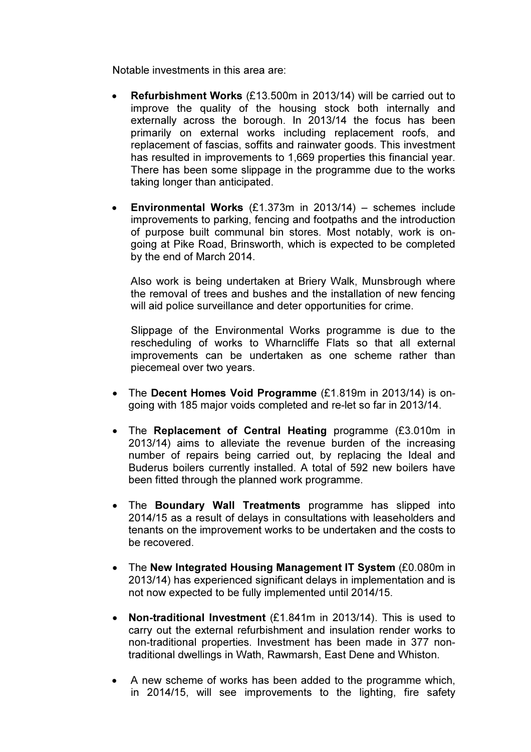Notable investments in this area are:

- **Refurbishment Works** (£13.500m in 2013/14) will be carried out to improve the quality of the housing stock both internally and externally across the borough. In 2013/14 the focus has been primarily on external works including replacement roofs, and replacement of fascias, soffits and rainwater goods. This investment has resulted in improvements to 1,669 properties this financial year. There has been some slippage in the programme due to the works taking longer than anticipated.

- **Environmental Works** (£1.373m in 2013/14) – schemes include improvements to parking, fencing and footpaths and the introduction of purpose built communal bin stores. Most notably, work is on-going at Pike Road, Brinsworth, which is expected to be completed by the end of March 2014.

  Also work is being undertaken at Briery Walk, Munsbrough where the removal of trees and bushes and the installation of new fencing will aid police surveillance and deter opportunities for crime.

  Slippage of the Environmental Works programme is due to the rescheduling of works to Wharncliffe Flats so that all external improvements can be undertaken as one scheme rather than piecemeal over two years.

- The **Decent Homes Void Programme** (£1.819m in 2013/14) is on-going with 185 major voids completed and re-let so far in 2013/14.

- The **Replacement of Central Heating** programme (£3.010m in 2013/14) aims to alleviate the revenue burden of the increasing number of repairs being carried out, by replacing the Ideal and Buderus boilers currently installed. A total of 592 new boilers have been fitted through the planned work programme.

- The **Boundary Wall Treatments** programme has slipped into 2014/15 as a result of delays in consultations with leaseholders and tenants on the improvement works to be undertaken and the costs to be recovered.

- The **New Integrated Housing Management IT System** (£0.080m in 2013/14) has experienced significant delays in implementation and is not now expected to be fully implemented until 2014/15.

- **Non-traditional Investment** (£1.841m in 2013/14). This is used to carry out the external refurbishment and insulation render works to non-traditional properties. Investment has been made in 377 non-traditional dwellings in Wath, Rawmarsh, East Dene and Whiston.

- A new scheme of works has been added to the programme which, in 2014/15, will see improvements to the lighting, fire safety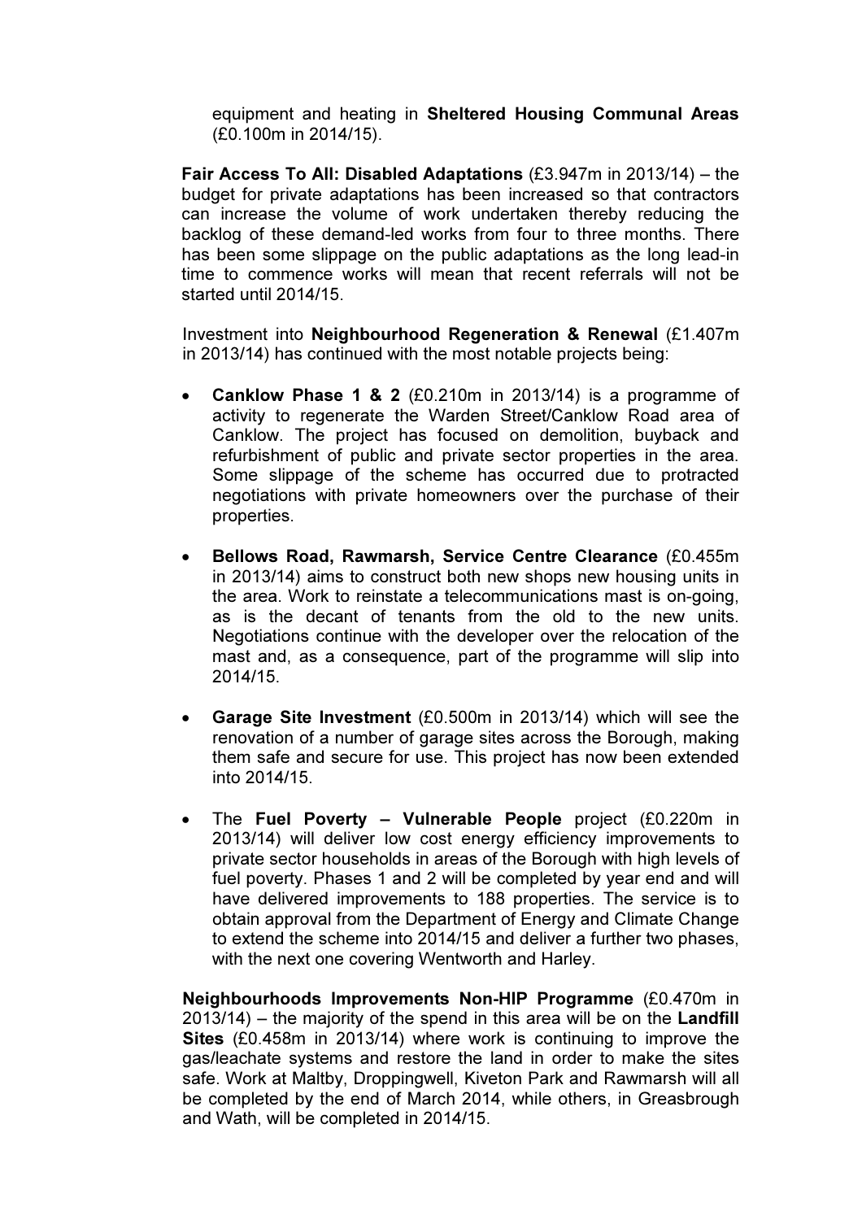equipment and heating in **Sheltered Housing Communal Areas** (£0.100m in 2014/15).

**Fair Access To All: Disabled Adaptations** (£3.947m in 2013/14) – the budget for private adaptations has been increased so that contractors can increase the volume of work undertaken thereby reducing the backlog of these demand-led works from four to three months. There has been some slippage on the public adaptations as the long lead-in time to commence works will mean that recent referrals will not be started until 2014/15.

Investment into **Neighbourhood Regeneration & Renewal** (£1.407m in 2013/14) has continued with the most notable projects being:

- **Canklow Phase 1 & 2** (£0.210m in 2013/14) is a programme of activity to regenerate the Warden Street/Canklow Road area of Canklow. The project has focused on demolition, buyback and refurbishment of public and private sector properties in the area. Some slippage of the scheme has occurred due to protracted negotiations with private homeowners over the purchase of their properties.

- **Bellows Road, Rawmarsh, Service Centre Clearance** (£0.455m in 2013/14) aims to construct both new shops new housing units in the area. Work to reinstate a telecommunications mast is on-going, as is the decant of tenants from the old to the new units. Negotiations continue with the developer over the relocation of the mast and, as a consequence, part of the programme will slip into 2014/15.

- **Garage Site Investment** (£0.500m in 2013/14) which will see the renovation of a number of garage sites across the Borough, making them safe and secure for use. This project has now been extended into 2014/15.

- The **Fuel Poverty – Vulnerable People** project (£0.220m in 2013/14) will deliver low cost energy efficiency improvements to private sector households in areas of the Borough with high levels of fuel poverty. Phases 1 and 2 will be completed by year end and will have delivered improvements to 188 properties. The service is to obtain approval from the Department of Energy and Climate Change to extend the scheme into 2014/15 and deliver a further two phases, with the next one covering Wentworth and Harley.

**Neighbourhoods Improvements Non-HIP Programme** (£0.470m in 2013/14) – the majority of the spend in this area will be on the **Landfill Sites** (£0.458m in 2013/14) where work is continuing to improve the gas/leachate systems and restore the land in order to make the sites safe. Work at Maltby, Droppingwell, Kiveton Park and Rawmarsh will all be completed by the end of March 2014, while others, in Greasbrough and Wath, will be completed in 2014/15.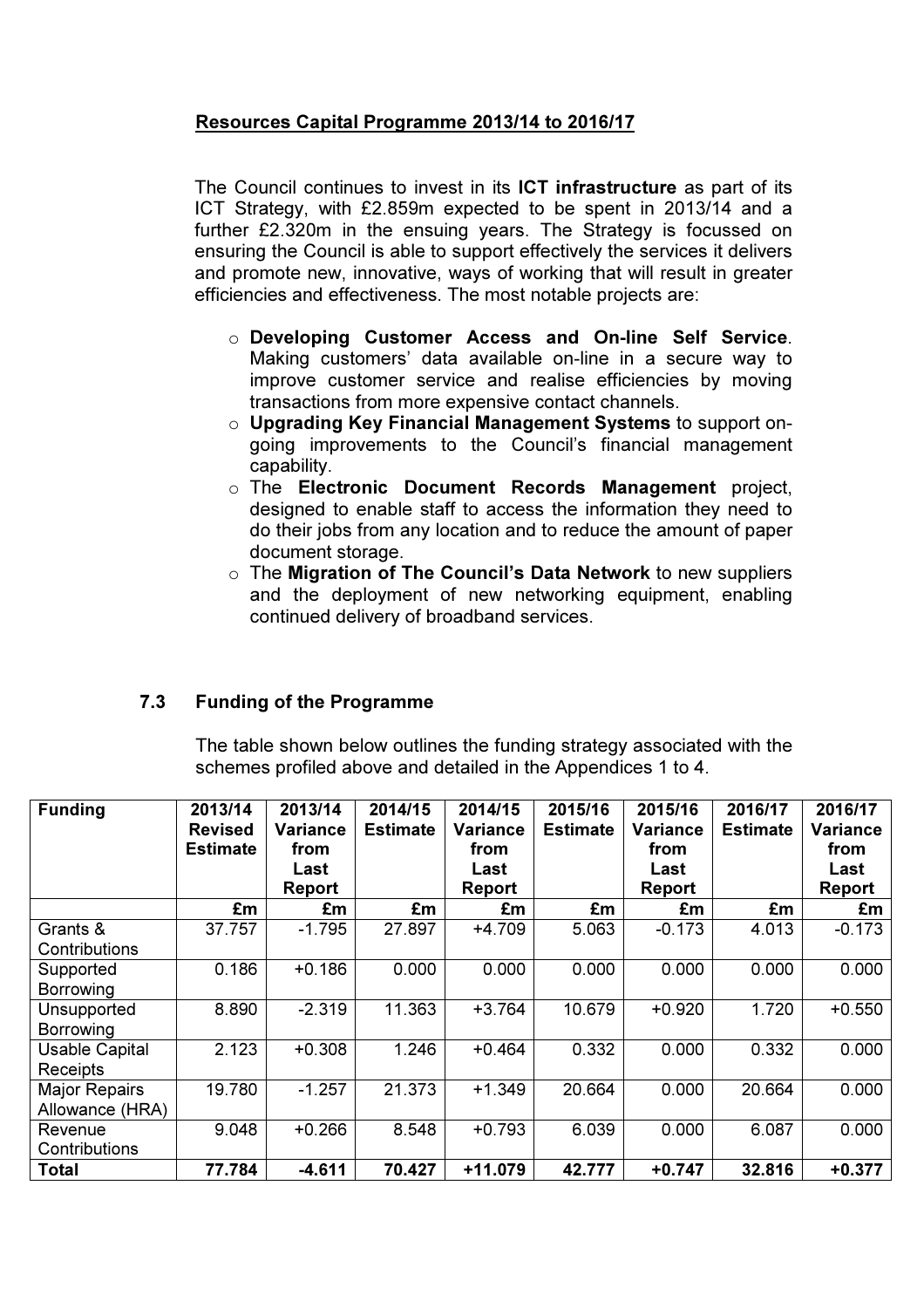**Resources Capital Programme 2013/14 to 2016/17**

The Council continues to invest in its **ICT infrastructure** as part of its ICT Strategy, with £2.859m expected to be spent in 2013/14 and a further £2.320m in the ensuing years. The Strategy is focussed on ensuring the Council is able to support effectively the services it delivers and promote new, innovative, ways of working that will result in greater efficiencies and effectiveness. The most notable projects are:

- **Developing Customer Access and On-line Self Service**. Making customers' data available on-line in a secure way to improve customer service and realise efficiencies by moving transactions from more expensive contact channels.
- **Upgrading Key Financial Management Systems** to support on-going improvements to the Council's financial management capability.
- The **Electronic Document Records Management** project, designed to enable staff to access the information they need to do their jobs from any location and to reduce the amount of paper document storage.
- The **Migration of The Council's Data Network** to new suppliers and the deployment of new networking equipment, enabling continued delivery of broadband services.

## 7.3 Funding of the Programme

The table shown below outlines the funding strategy associated with the schemes profiled above and detailed in the Appendices 1 to 4.

| Funding | 2013/14 Revised Estimate | 2013/14 Variance from Last Report | 2014/15 Estimate | 2014/15 Variance from Last Report | 2015/16 Estimate | 2015/16 Variance from Last Report | 2016/17 Estimate | 2016/17 Variance from Last Report |
|---|---|---|---|---|---|---|---|---|
| | £m | £m | £m | £m | £m | £m | £m | £m |
| Grants & Contributions | 37.757 | -1.795 | 27.897 | +4.709 | 5.063 | -0.173 | 4.013 | -0.173 |
| Supported Borrowing | 0.186 | +0.186 | 0.000 | 0.000 | 0.000 | 0.000 | 0.000 | 0.000 |
| Unsupported Borrowing | 8.890 | -2.319 | 11.363 | +3.764 | 10.679 | +0.920 | 1.720 | +0.550 |
| Usable Capital Receipts | 2.123 | +0.308 | 1.246 | +0.464 | 0.332 | 0.000 | 0.332 | 0.000 |
| Major Repairs Allowance (HRA) | 19.780 | -1.257 | 21.373 | +1.349 | 20.664 | 0.000 | 20.664 | 0.000 |
| Revenue Contributions | 9.048 | +0.266 | 8.548 | +0.793 | 6.039 | 0.000 | 6.087 | 0.000 |
| **Total** | **77.784** | **-4.611** | **70.427** | **+11.079** | **42.777** | **+0.747** | **32.816** | **+0.377** |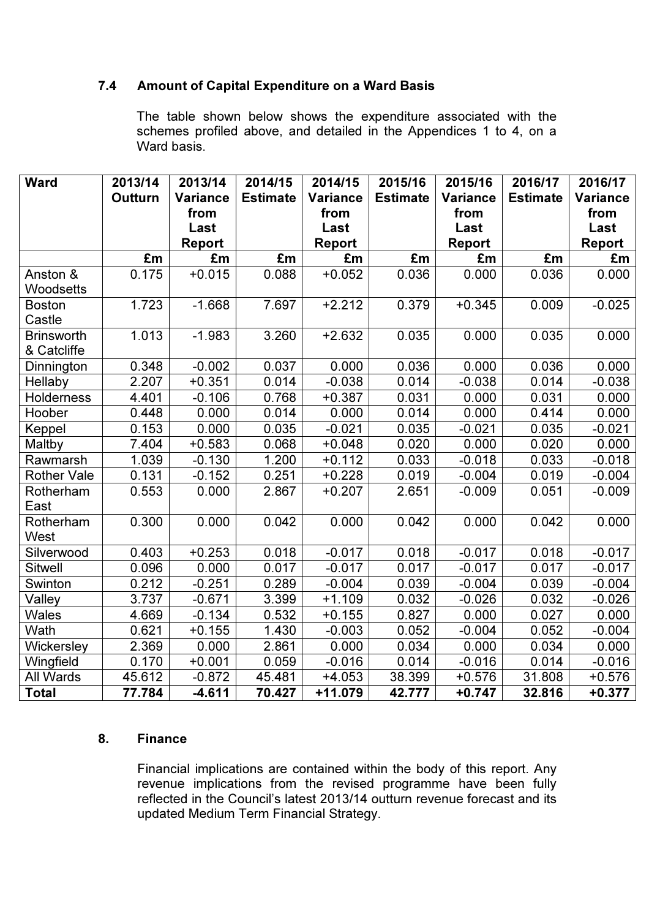### 7.4 Amount of Capital Expenditure on a Ward Basis

The table shown below shows the expenditure associated with the schemes profiled above, and detailed in the Appendices 1 to 4, on a Ward basis.

| Ward | 2013/14 Outturn | 2013/14 Variance from Last Report | 2014/15 Estimate | 2014/15 Variance from Last Report | 2015/16 Estimate | 2015/16 Variance from Last Report | 2016/17 Estimate | 2016/17 Variance from Last Report |
|---|---|---|---|---|---|---|---|---|
| | £m | £m | £m | £m | £m | £m | £m | £m |
| Anston & Woodsetts | 0.175 | +0.015 | 0.088 | +0.052 | 0.036 | 0.000 | 0.036 | 0.000 |
| Boston Castle | 1.723 | -1.668 | 7.697 | +2.212 | 0.379 | +0.345 | 0.009 | -0.025 |
| Brinsworth & Catcliffe | 1.013 | -1.983 | 3.260 | +2.632 | 0.035 | 0.000 | 0.035 | 0.000 |
| Dinnington | 0.348 | -0.002 | 0.037 | 0.000 | 0.036 | 0.000 | 0.036 | 0.000 |
| Hellaby | 2.207 | +0.351 | 0.014 | -0.038 | 0.014 | -0.038 | 0.014 | -0.038 |
| Holderness | 4.401 | -0.106 | 0.768 | +0.387 | 0.031 | 0.000 | 0.031 | 0.000 |
| Hoober | 0.448 | 0.000 | 0.014 | 0.000 | 0.014 | 0.000 | 0.414 | 0.000 |
| Keppel | 0.153 | 0.000 | 0.035 | -0.021 | 0.035 | -0.021 | 0.035 | -0.021 |
| Maltby | 7.404 | +0.583 | 0.068 | +0.048 | 0.020 | 0.000 | 0.020 | 0.000 |
| Rawmarsh | 1.039 | -0.130 | 1.200 | +0.112 | 0.033 | -0.018 | 0.033 | -0.018 |
| Rother Vale | 0.131 | -0.152 | 0.251 | +0.228 | 0.019 | -0.004 | 0.019 | -0.004 |
| Rotherham East | 0.553 | 0.000 | 2.867 | +0.207 | 2.651 | -0.009 | 0.051 | -0.009 |
| Rotherham West | 0.300 | 0.000 | 0.042 | 0.000 | 0.042 | 0.000 | 0.042 | 0.000 |
| Silverwood | 0.403 | +0.253 | 0.018 | -0.017 | 0.018 | -0.017 | 0.018 | -0.017 |
| Sitwell | 0.096 | 0.000 | 0.017 | -0.017 | 0.017 | -0.017 | 0.017 | -0.017 |
| Swinton | 0.212 | -0.251 | 0.289 | -0.004 | 0.039 | -0.004 | 0.039 | -0.004 |
| Valley | 3.737 | -0.671 | 3.399 | +1.109 | 0.032 | -0.026 | 0.032 | -0.026 |
| Wales | 4.669 | -0.134 | 0.532 | +0.155 | 0.827 | 0.000 | 0.027 | 0.000 |
| Wath | 0.621 | +0.155 | 1.430 | -0.003 | 0.052 | -0.004 | 0.052 | -0.004 |
| Wickersley | 2.369 | 0.000 | 2.861 | 0.000 | 0.034 | 0.000 | 0.034 | 0.000 |
| Wingfield | 0.170 | +0.001 | 0.059 | -0.016 | 0.014 | -0.016 | 0.014 | -0.016 |
| All Wards | 45.612 | -0.872 | 45.481 | +4.053 | 38.399 | +0.576 | 31.808 | +0.576 |
| **Total** | **77.784** | **-4.611** | **70.427** | **+11.079** | **42.777** | **+0.747** | **32.816** | **+0.377** |

## 8. Finance

Financial implications are contained within the body of this report. Any revenue implications from the revised programme have been fully reflected in the Council's latest 2013/14 outturn revenue forecast and its updated Medium Term Financial Strategy.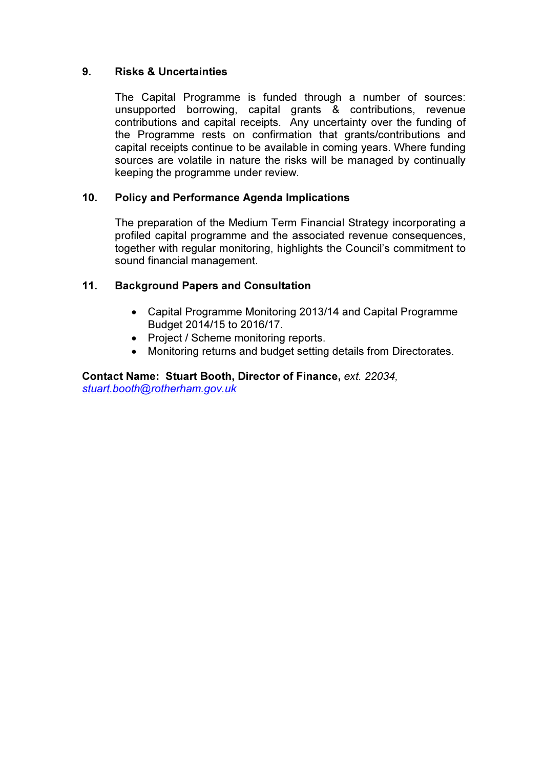## 9. Risks & Uncertainties

The Capital Programme is funded through a number of sources: unsupported borrowing, capital grants & contributions, revenue contributions and capital receipts. Any uncertainty over the funding of the Programme rests on confirmation that grants/contributions and capital receipts continue to be available in coming years. Where funding sources are volatile in nature the risks will be managed by continually keeping the programme under review.

## 10. Policy and Performance Agenda Implications

The preparation of the Medium Term Financial Strategy incorporating a profiled capital programme and the associated revenue consequences, together with regular monitoring, highlights the Council's commitment to sound financial management.

## 11. Background Papers and Consultation

- Capital Programme Monitoring 2013/14 and Capital Programme Budget 2014/15 to 2016/17.
- Project / Scheme monitoring reports.
- Monitoring returns and budget setting details from Directorates.

**Contact Name: Stuart Booth, Director of Finance,** *ext. 22034,* *stuart.booth@rotherham.gov.uk*